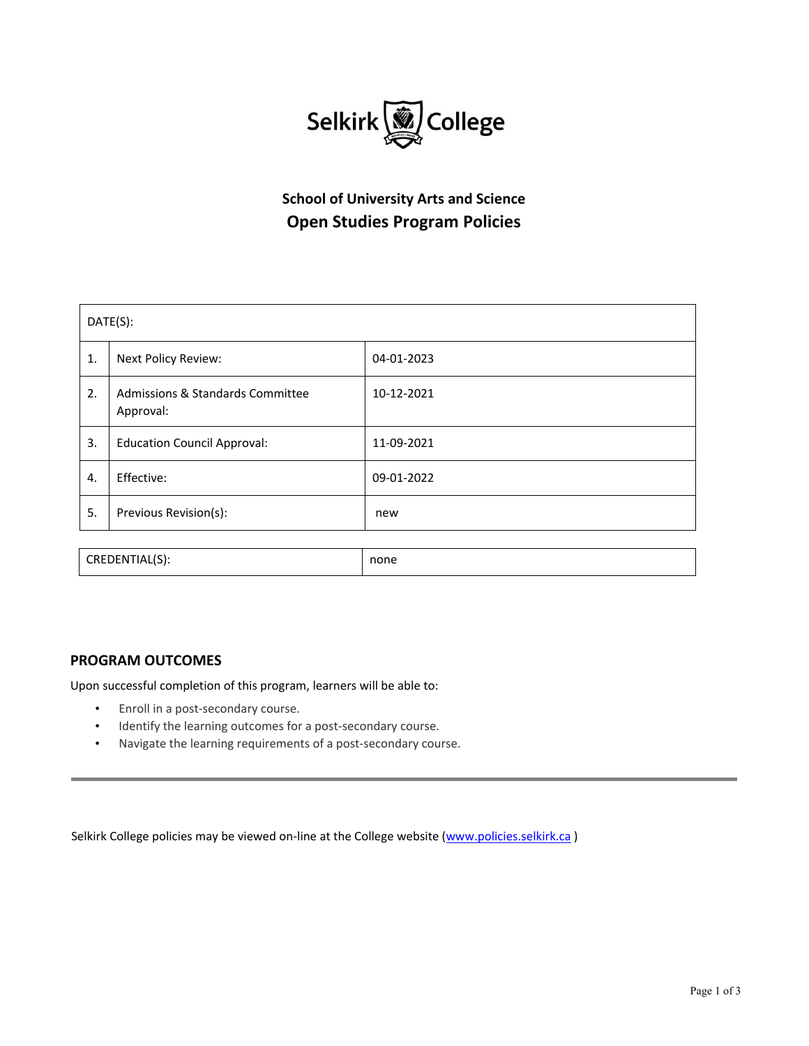Selkirk College

## School of University Arts and Science

# Open Studies Program Policies

| DATE(S): | | |
|---|---|---|
| 1. | Next Policy Review: | 04-01-2023 |
| 2. | Admissions & Standards Committee Approval: | 10-12-2021 |
| 3. | Education Council Approval: | 11-09-2021 |
| 4. | Effective: | 09-01-2022 |
| 5. | Previous Revision(s): | new |

| CREDENTIAL(S): | none |
|---|---|

## PROGRAM OUTCOMES

Upon successful completion of this program, learners will be able to:

- Enroll in a post-secondary course.
- Identify the learning outcomes for a post-secondary course.
- Navigate the learning requirements of a post-secondary course.

---

Selkirk College policies may be viewed on-line at the College website (www.policies.selkirk.ca )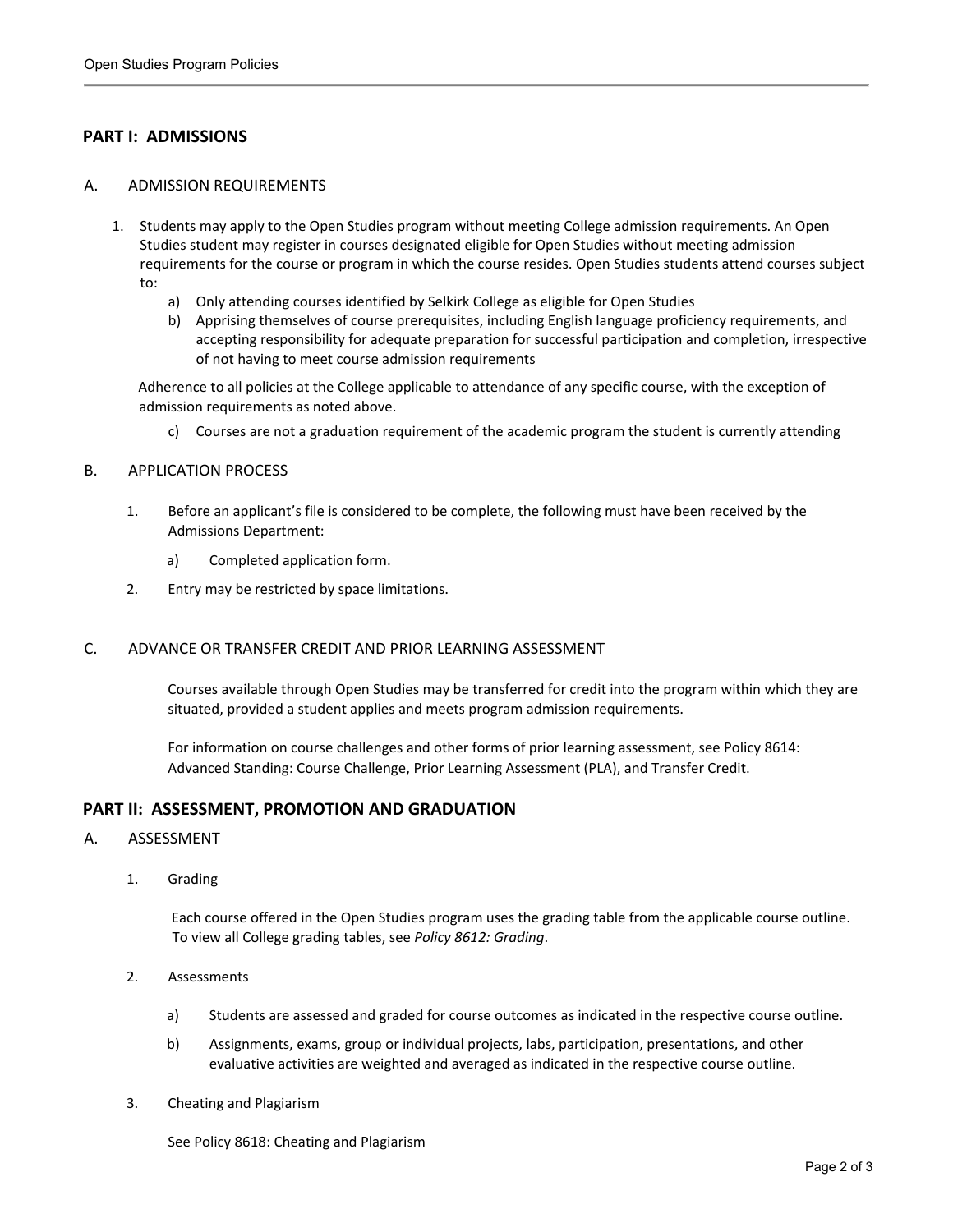## PART I: ADMISSIONS

### A. ADMISSION REQUIREMENTS

1. Students may apply to the Open Studies program without meeting College admission requirements. An Open Studies student may register in courses designated eligible for Open Studies without meeting admission requirements for the course or program in which the course resides. Open Studies students attend courses subject to:
   a) Only attending courses identified by Selkirk College as eligible for Open Studies
   b) Apprising themselves of course prerequisites, including English language proficiency requirements, and accepting responsibility for adequate preparation for successful participation and completion, irrespective of not having to meet course admission requirements

   Adherence to all policies at the College applicable to attendance of any specific course, with the exception of admission requirements as noted above.

   c) Courses are not a graduation requirement of the academic program the student is currently attending

### B. APPLICATION PROCESS

1. Before an applicant's file is considered to be complete, the following must have been received by the Admissions Department:
   a) Completed application form.
2. Entry may be restricted by space limitations.

### C. ADVANCE OR TRANSFER CREDIT AND PRIOR LEARNING ASSESSMENT

Courses available through Open Studies may be transferred for credit into the program within which they are situated, provided a student applies and meets program admission requirements.

For information on course challenges and other forms of prior learning assessment, see Policy 8614: Advanced Standing: Course Challenge, Prior Learning Assessment (PLA), and Transfer Credit.

## PART II: ASSESSMENT, PROMOTION AND GRADUATION

### A. ASSESSMENT

1. Grading

   Each course offered in the Open Studies program uses the grading table from the applicable course outline. To view all College grading tables, see *Policy 8612: Grading*.

2. Assessments

   a) Students are assessed and graded for course outcomes as indicated in the respective course outline.

   b) Assignments, exams, group or individual projects, labs, participation, presentations, and other evaluative activities are weighted and averaged as indicated in the respective course outline.

3. Cheating and Plagiarism

   See Policy 8618: Cheating and Plagiarism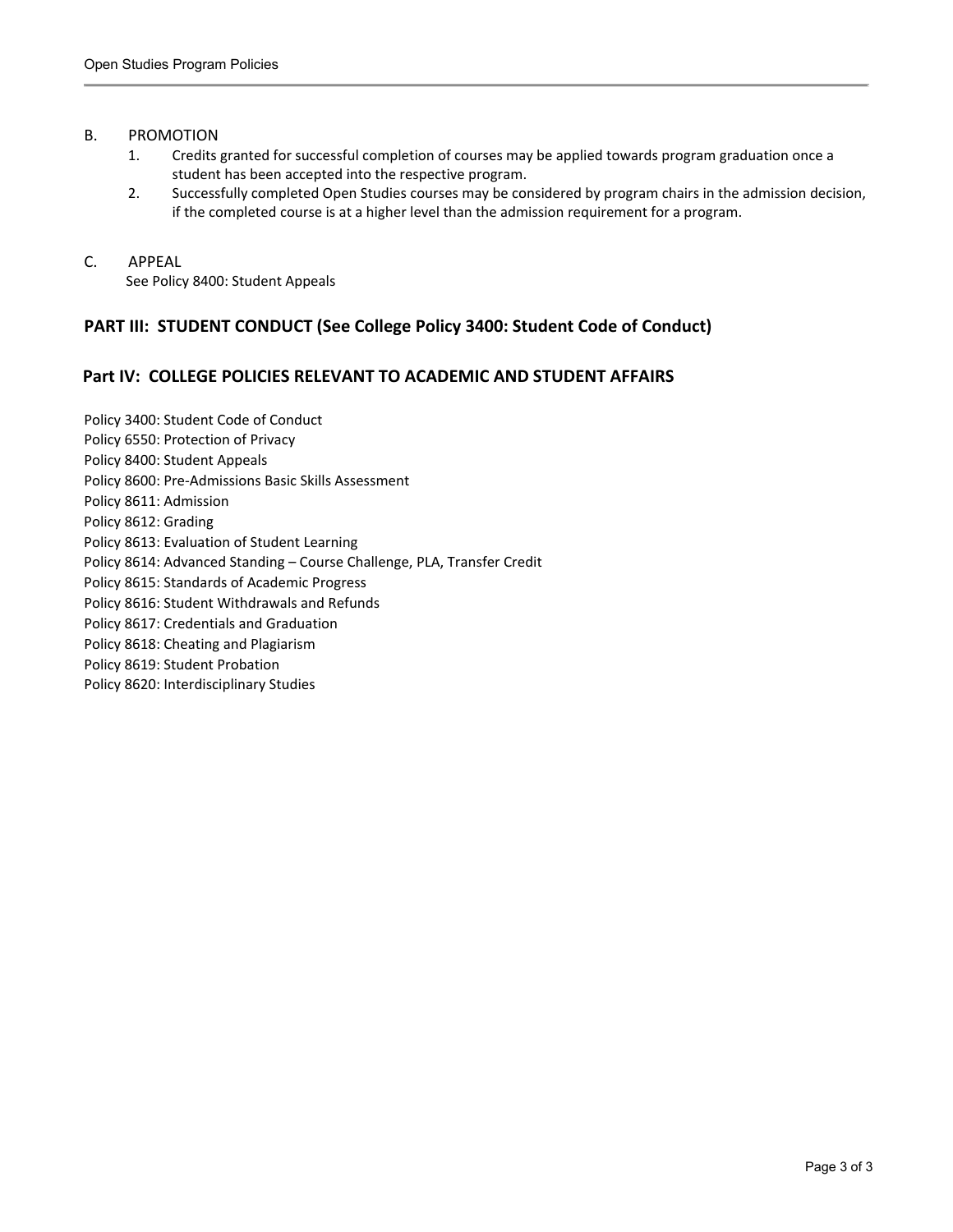### B. PROMOTION

1. Credits granted for successful completion of courses may be applied towards program graduation once a student has been accepted into the respective program.
2. Successfully completed Open Studies courses may be considered by program chairs in the admission decision, if the completed course is at a higher level than the admission requirement for a program.

### C. APPEAL

See Policy 8400: Student Appeals

## PART III: STUDENT CONDUCT (See College Policy 3400: Student Code of Conduct)

## Part IV: COLLEGE POLICIES RELEVANT TO ACADEMIC AND STUDENT AFFAIRS

Policy 3400: Student Code of Conduct
Policy 6550: Protection of Privacy
Policy 8400: Student Appeals
Policy 8600: Pre-Admissions Basic Skills Assessment
Policy 8611: Admission
Policy 8612: Grading
Policy 8613: Evaluation of Student Learning
Policy 8614: Advanced Standing – Course Challenge, PLA, Transfer Credit
Policy 8615: Standards of Academic Progress
Policy 8616: Student Withdrawals and Refunds
Policy 8617: Credentials and Graduation
Policy 8618: Cheating and Plagiarism
Policy 8619: Student Probation
Policy 8620: Interdisciplinary Studies